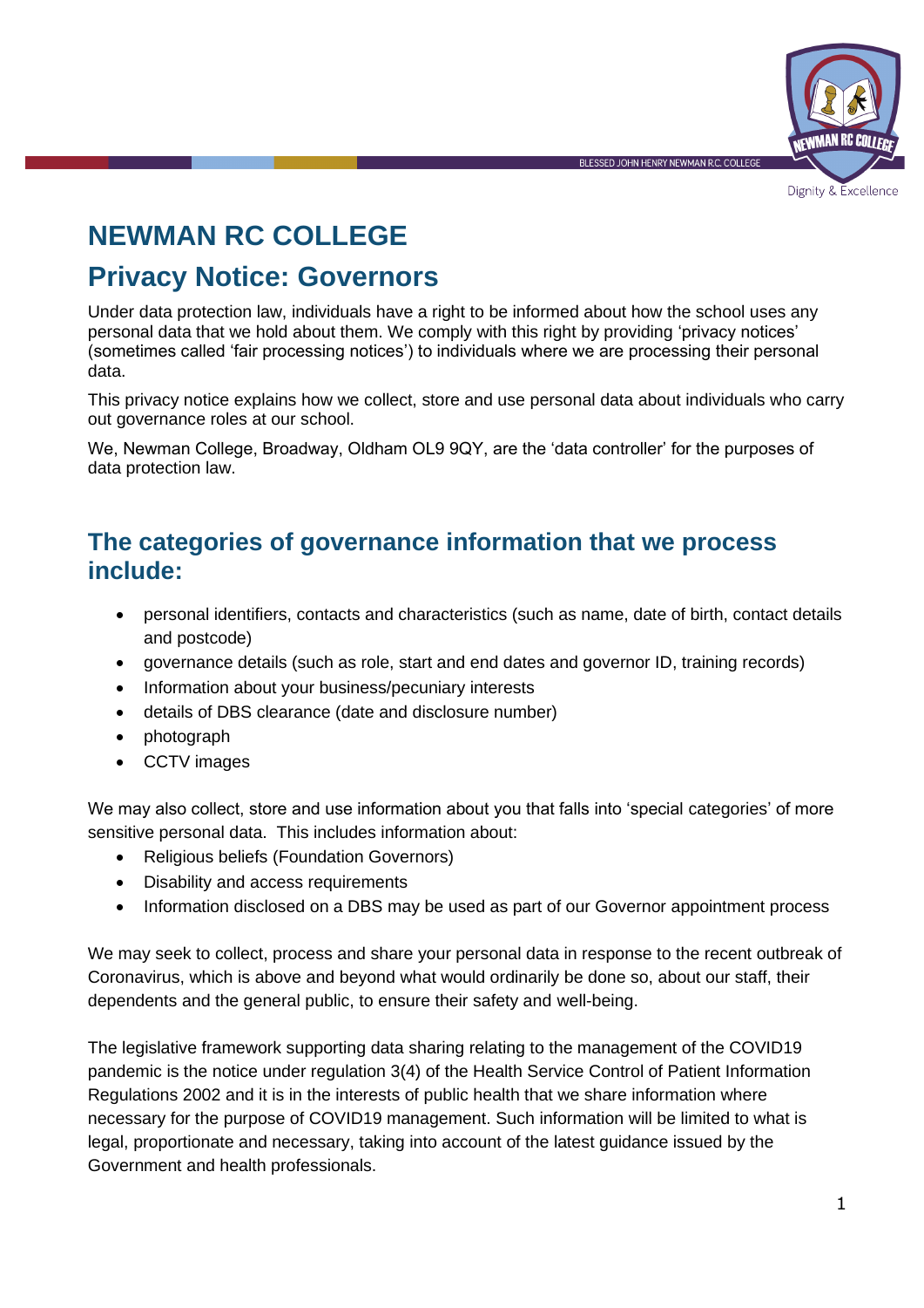# NEWMAN RC COLLEGE

# Privacy Notice: Governors

Under data protection law, individuals have a right to be informed about how the school uses any personal data that we hold about them. We comply with this right by providing 'privacy notices' (sometimes called 'fair processing notices') to individuals where we are processing their personal data.

This privacy notice explains how we collect, store and use personal data about individuals who carry out governance roles at our school.

We, Newman College, Broadway, Oldham OL9 9QY, are the 'data controller' for the purposes of data protection law.

## The categories of governance information that we process include:

- personal identifiers, contacts and characteristics (such as name, date of birth, contact details and postcode)
- governance details (such as role, start and end dates and governor ID, training records)
- Information about your business/pecuniary interests
- details of DBS clearance (date and disclosure number)
- photograph
- CCTV images

We may also collect, store and use information about you that falls into 'special categories' of more sensitive personal data. This includes information about:

- Religious beliefs (Foundation Governors)
- Disability and access requirements
- Information disclosed on a DBS may be used as part of our Governor appointment process

We may seek to collect, process and share your personal data in response to the recent outbreak of Coronavirus, which is above and beyond what would ordinarily be done so, about our staff, their dependents and the general public, to ensure their safety and well-being.

The legislative framework supporting data sharing relating to the management of the COVID19 pandemic is the notice under regulation 3(4) of the Health Service Control of Patient Information Regulations 2002 and it is in the interests of public health that we share information where necessary for the purpose of COVID19 management. Such information will be limited to what is legal, proportionate and necessary, taking into account of the latest guidance issued by the Government and health professionals.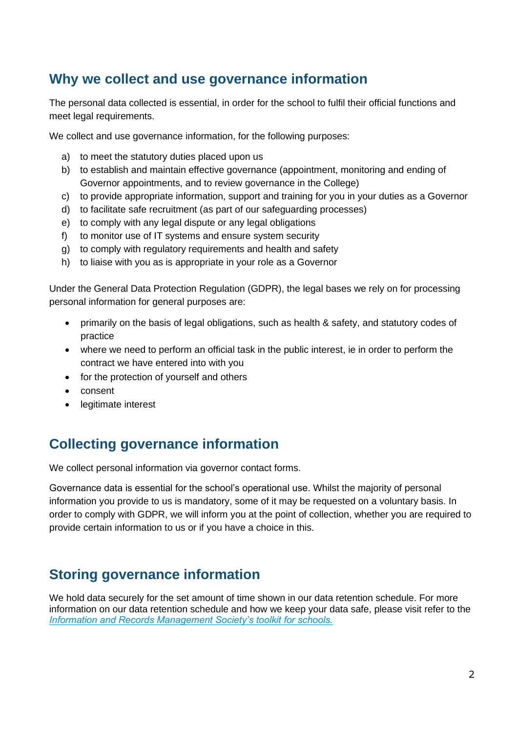## Why we collect and use governance information

The personal data collected is essential, in order for the school to fulfil their official functions and meet legal requirements.

We collect and use governance information, for the following purposes:

a) to meet the statutory duties placed upon us
b) to establish and maintain effective governance (appointment, monitoring and ending of Governor appointments, and to review governance in the College)
c) to provide appropriate information, support and training for you in your duties as a Governor
d) to facilitate safe recruitment (as part of our safeguarding processes)
e) to comply with any legal dispute or any legal obligations
f) to monitor use of IT systems and ensure system security
g) to comply with regulatory requirements and health and safety
h) to liaise with you as is appropriate in your role as a Governor

Under the General Data Protection Regulation (GDPR), the legal bases we rely on for processing personal information for general purposes are:

- primarily on the basis of legal obligations, such as health & safety, and statutory codes of practice
- where we need to perform an official task in the public interest, ie in order to perform the contract we have entered into with you
- for the protection of yourself and others
- consent
- legitimate interest

## Collecting governance information

We collect personal information via governor contact forms.

Governance data is essential for the school's operational use. Whilst the majority of personal information you provide to us is mandatory, some of it may be requested on a voluntary basis. In order to comply with GDPR, we will inform you at the point of collection, whether you are required to provide certain information to us or if you have a choice in this.

## Storing governance information

We hold data securely for the set amount of time shown in our data retention schedule. For more information on our data retention schedule and how we keep your data safe, please visit refer to the *Information and Records Management Society's toolkit for schools.*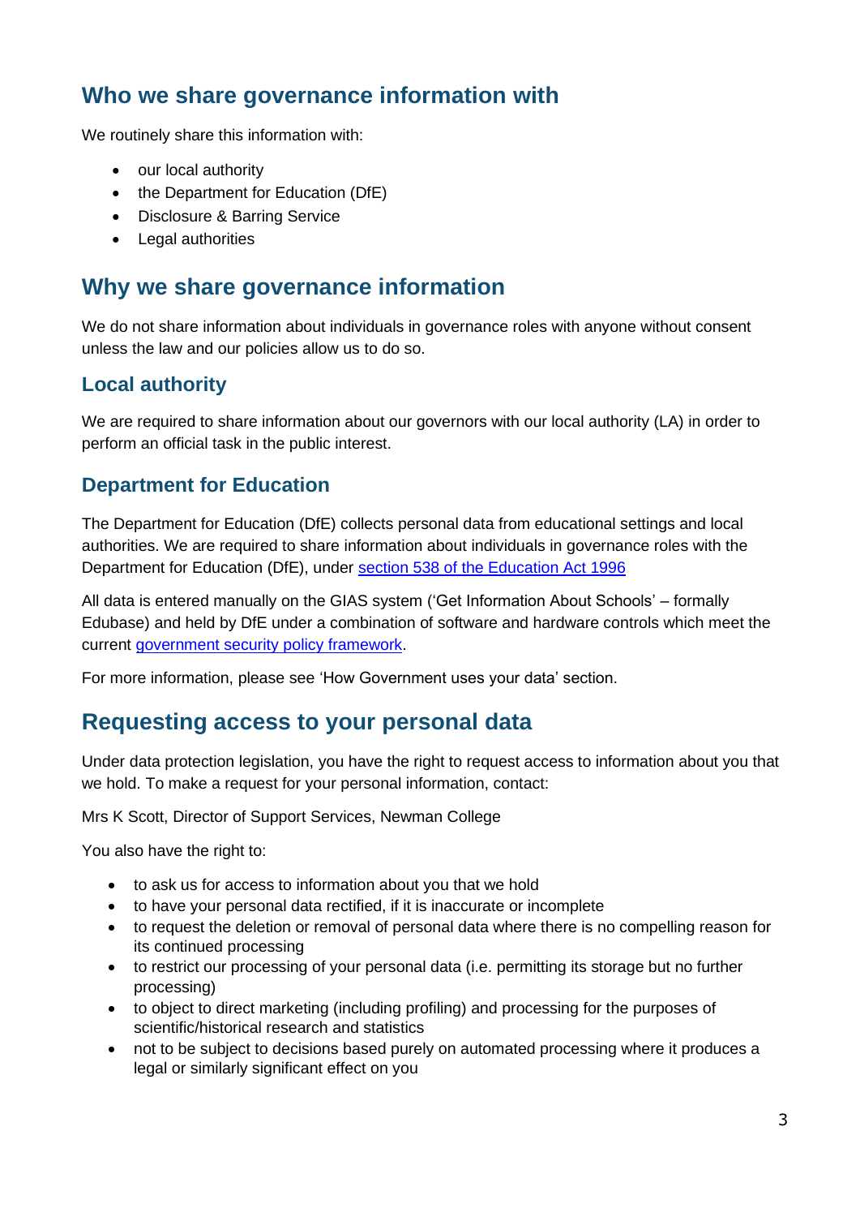## Who we share governance information with

We routinely share this information with:

- our local authority
- the Department for Education (DfE)
- Disclosure & Barring Service
- Legal authorities

## Why we share governance information

We do not share information about individuals in governance roles with anyone without consent unless the law and our policies allow us to do so.

### Local authority

We are required to share information about our governors with our local authority (LA) in order to perform an official task in the public interest.

### Department for Education

The Department for Education (DfE) collects personal data from educational settings and local authorities. We are required to share information about individuals in governance roles with the Department for Education (DfE), under section 538 of the Education Act 1996

All data is entered manually on the GIAS system ('Get Information About Schools' – formally Edubase) and held by DfE under a combination of software and hardware controls which meet the current government security policy framework.

For more information, please see 'How Government uses your data' section.

## Requesting access to your personal data

Under data protection legislation, you have the right to request access to information about you that we hold. To make a request for your personal information, contact:

Mrs K Scott, Director of Support Services, Newman College

You also have the right to:

- to ask us for access to information about you that we hold
- to have your personal data rectified, if it is inaccurate or incomplete
- to request the deletion or removal of personal data where there is no compelling reason for its continued processing
- to restrict our processing of your personal data (i.e. permitting its storage but no further processing)
- to object to direct marketing (including profiling) and processing for the purposes of scientific/historical research and statistics
- not to be subject to decisions based purely on automated processing where it produces a legal or similarly significant effect on you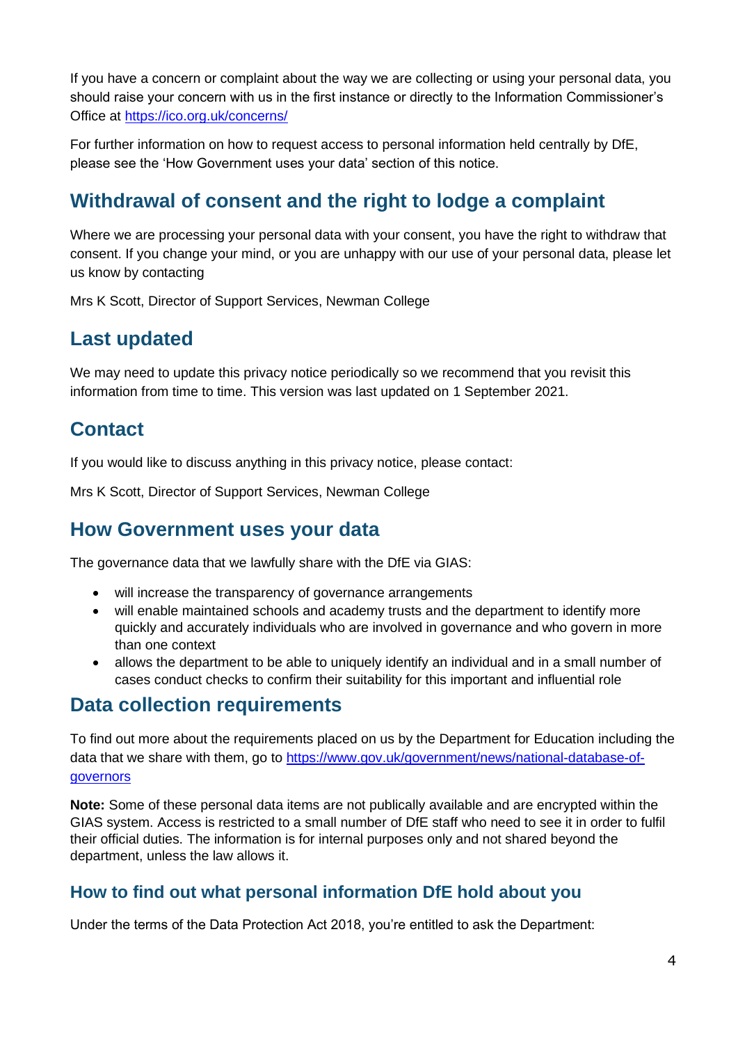If you have a concern or complaint about the way we are collecting or using your personal data, you should raise your concern with us in the first instance or directly to the Information Commissioner's Office at https://ico.org.uk/concerns/

For further information on how to request access to personal information held centrally by DfE, please see the 'How Government uses your data' section of this notice.

## Withdrawal of consent and the right to lodge a complaint

Where we are processing your personal data with your consent, you have the right to withdraw that consent. If you change your mind, or you are unhappy with our use of your personal data, please let us know by contacting

Mrs K Scott, Director of Support Services, Newman College

## Last updated

We may need to update this privacy notice periodically so we recommend that you revisit this information from time to time. This version was last updated on 1 September 2021.

## Contact

If you would like to discuss anything in this privacy notice, please contact:

Mrs K Scott, Director of Support Services, Newman College

## How Government uses your data

The governance data that we lawfully share with the DfE via GIAS:

- will increase the transparency of governance arrangements
- will enable maintained schools and academy trusts and the department to identify more quickly and accurately individuals who are involved in governance and who govern in more than one context
- allows the department to be able to uniquely identify an individual and in a small number of cases conduct checks to confirm their suitability for this important and influential role

## Data collection requirements

To find out more about the requirements placed on us by the Department for Education including the data that we share with them, go to https://www.gov.uk/government/news/national-database-of-governors

**Note:** Some of these personal data items are not publically available and are encrypted within the GIAS system. Access is restricted to a small number of DfE staff who need to see it in order to fulfil their official duties. The information is for internal purposes only and not shared beyond the department, unless the law allows it.

### How to find out what personal information DfE hold about you

Under the terms of the Data Protection Act 2018, you're entitled to ask the Department: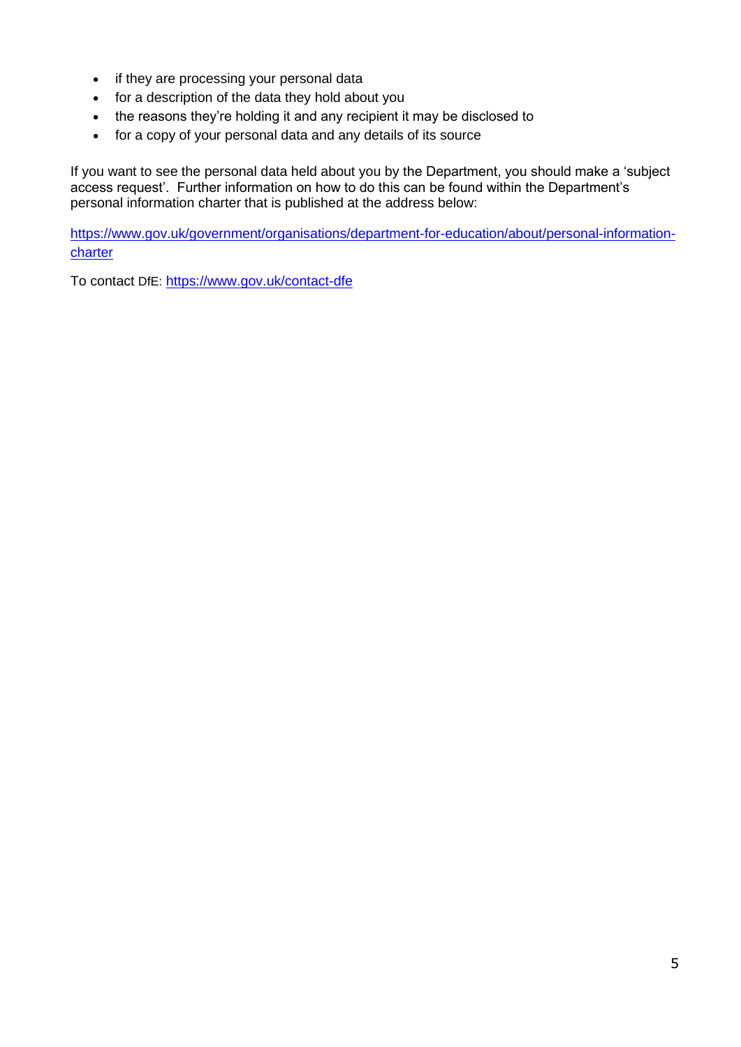- if they are processing your personal data
- for a description of the data they hold about you
- the reasons they're holding it and any recipient it may be disclosed to
- for a copy of your personal data and any details of its source

If you want to see the personal data held about you by the Department, you should make a 'subject access request'. Further information on how to do this can be found within the Department's personal information charter that is published at the address below:

https://www.gov.uk/government/organisations/department-for-education/about/personal-information-charter

To contact DfE: https://www.gov.uk/contact-dfe